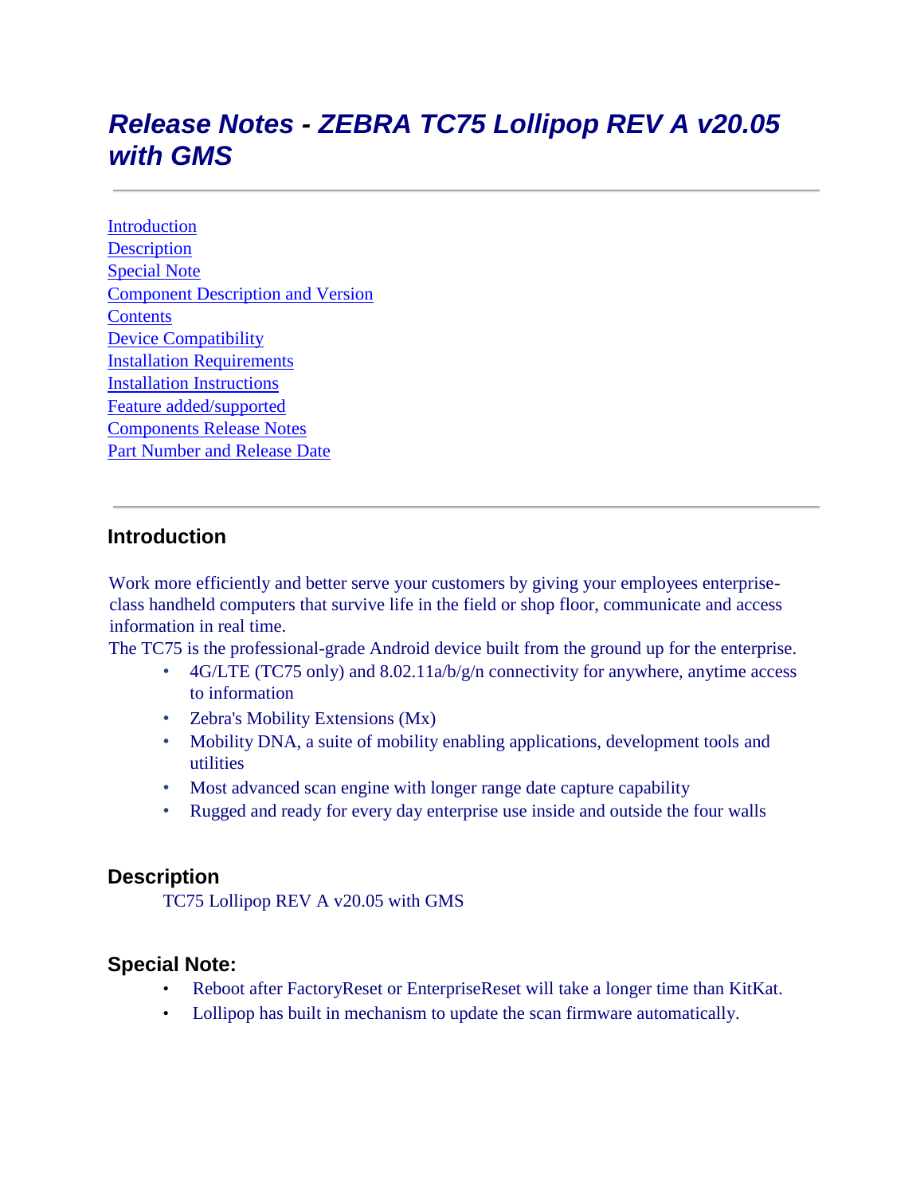# *Release Notes - ZEBRA TC75 Lollipop REV A v20.05 with GMS*

---

Introduction
Description
Special Note
Component Description and Version
Contents
Device Compatibility
Installation Requirements
Installation Instructions
Feature added/supported
Components Release Notes
Part Number and Release Date

---

## Introduction

Work more efficiently and better serve your customers by giving your employees enterprise-class handheld computers that survive life in the field or shop floor, communicate and access information in real time.
The TC75 is the professional-grade Android device built from the ground up for the enterprise.

- 4G/LTE (TC75 only) and 8.02.11a/b/g/n connectivity for anywhere, anytime access to information
- Zebra's Mobility Extensions (Mx)
- Mobility DNA, a suite of mobility enabling applications, development tools and utilities
- Most advanced scan engine with longer range date capture capability
- Rugged and ready for every day enterprise use inside and outside the four walls

## Description

TC75 Lollipop REV A v20.05 with GMS

## Special Note:

- Reboot after FactoryReset or EnterpriseReset will take a longer time than KitKat.
- Lollipop has built in mechanism to update the scan firmware automatically.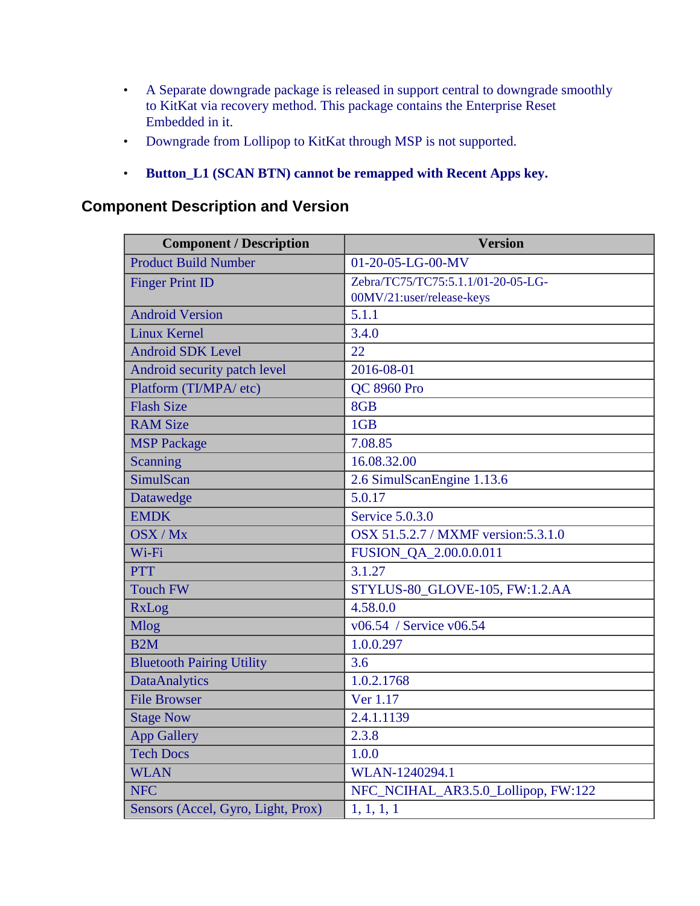- A Separate downgrade package is released in support central to downgrade smoothly to KitKat via recovery method. This package contains the Enterprise Reset Embedded in it.
- Downgrade from Lollipop to KitKat through MSP is not supported.
- **Button_L1 (SCAN BTN) cannot be remapped with Recent Apps key.**

## Component Description and Version

| Component / Description | Version |
|---|---|
| Product Build Number | 01-20-05-LG-00-MV |
| Finger Print ID | Zebra/TC75/TC75:5.1.1/01-20-05-LG-00MV/21:user/release-keys |
| Android Version | 5.1.1 |
| Linux Kernel | 3.4.0 |
| Android SDK Level | 22 |
| Android security patch level | 2016-08-01 |
| Platform (TI/MPA/ etc) | QC 8960 Pro |
| Flash Size | 8GB |
| RAM Size | 1GB |
| MSP Package | 7.08.85 |
| Scanning | 16.08.32.00 |
| SimulScan | 2.6 SimulScanEngine 1.13.6 |
| Datawedge | 5.0.17 |
| EMDK | Service 5.0.3.0 |
| OSX / Mx | OSX 51.5.2.7 / MXMF version:5.3.1.0 |
| Wi-Fi | FUSION_QA_2.00.0.0.011 |
| PTT | 3.1.27 |
| Touch FW | STYLUS-80_GLOVE-105, FW:1.2.AA |
| RxLog | 4.58.0.0 |
| Mlog | v06.54 / Service v06.54 |
| B2M | 1.0.0.297 |
| Bluetooth Pairing Utility | 3.6 |
| DataAnalytics | 1.0.2.1768 |
| File Browser | Ver 1.17 |
| Stage Now | 2.4.1.1139 |
| App Gallery | 2.3.8 |
| Tech Docs | 1.0.0 |
| WLAN | WLAN-1240294.1 |
| NFC | NFC_NCIHAL_AR3.5.0_Lollipop, FW:122 |
| Sensors (Accel, Gyro, Light, Prox) | 1, 1, 1, 1 |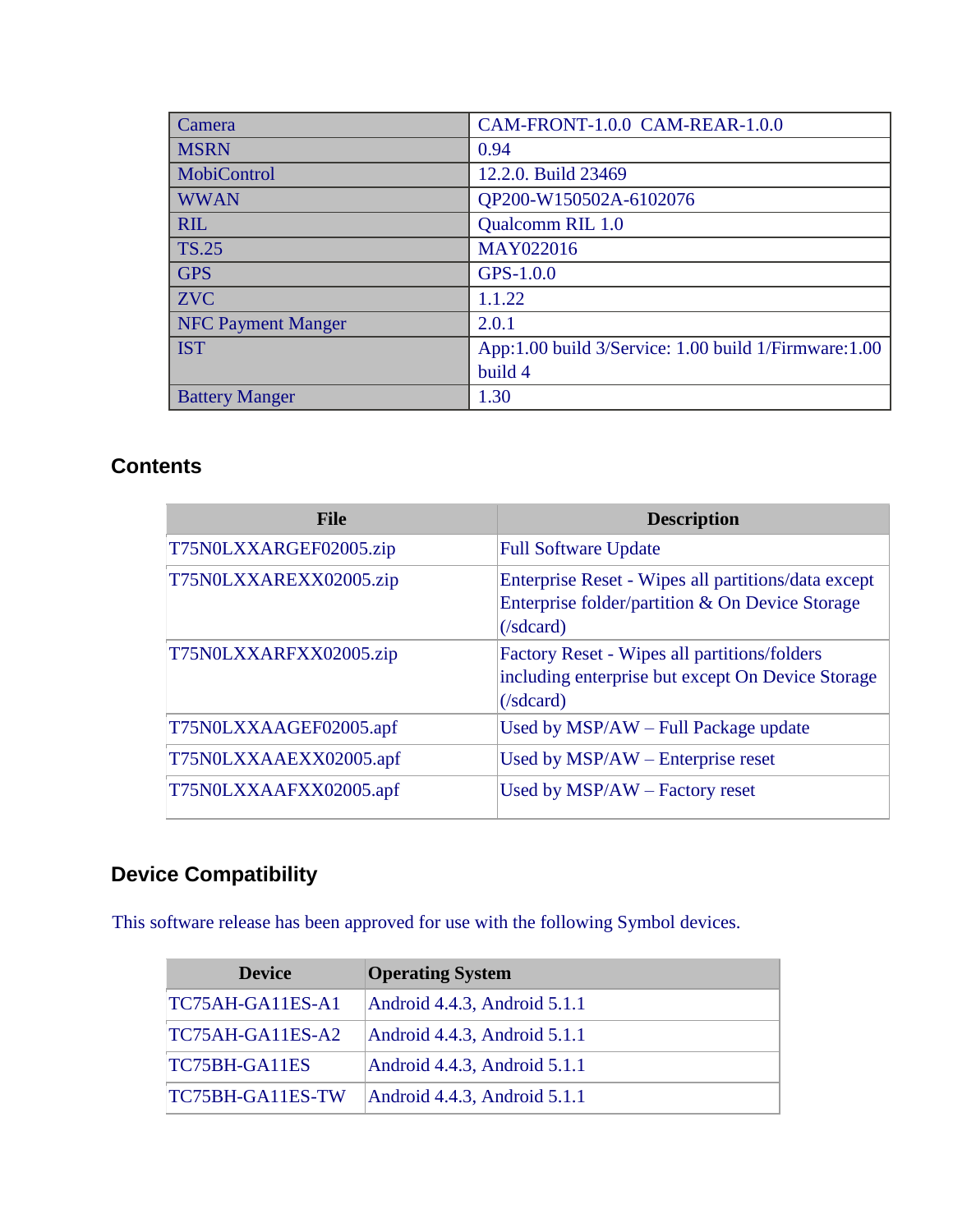| Camera | CAM-FRONT-1.0.0 CAM-REAR-1.0.0 |
|---|---|
| MSRN | 0.94 |
| MobiControl | 12.2.0. Build 23469 |
| WWAN | QP200-W150502A-6102076 |
| RIL | Qualcomm RIL 1.0 |
| TS.25 | MAY022016 |
| GPS | GPS-1.0.0 |
| ZVC | 1.1.22 |
| NFC Payment Manger | 2.0.1 |
| IST | App:1.00 build 3/Service: 1.00 build 1/Firmware:1.00 build 4 |
| Battery Manger | 1.30 |

## Contents

| File | Description |
|---|---|
| T75N0LXXARGEF02005.zip | Full Software Update |
| T75N0LXXAREXX02005.zip | Enterprise Reset - Wipes all partitions/data except Enterprise folder/partition & On Device Storage (/sdcard) |
| T75N0LXXARFXX02005.zip | Factory Reset - Wipes all partitions/folders including enterprise but except On Device Storage (/sdcard) |
| T75N0LXXAAGEF02005.apf | Used by MSP/AW – Full Package update |
| T75N0LXXAAEXX02005.apf | Used by MSP/AW – Enterprise reset |
| T75N0LXXAAFXX02005.apf | Used by MSP/AW – Factory reset |

## Device Compatibility

This software release has been approved for use with the following Symbol devices.

| Device | Operating System |
|---|---|
| TC75AH-GA11ES-A1 | Android 4.4.3, Android 5.1.1 |
| TC75AH-GA11ES-A2 | Android 4.4.3, Android 5.1.1 |
| TC75BH-GA11ES | Android 4.4.3, Android 5.1.1 |
| TC75BH-GA11ES-TW | Android 4.4.3, Android 5.1.1 |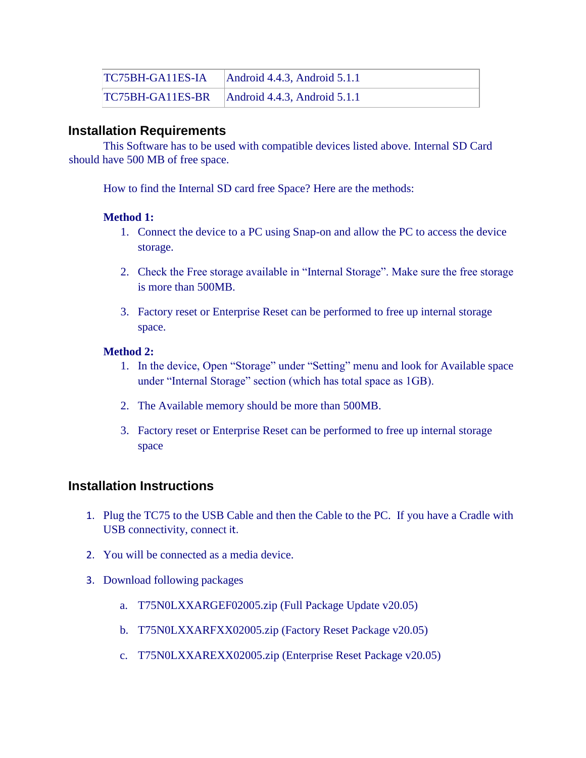| TC75BH-GA11ES-IA | Android 4.4.3, Android 5.1.1 |
|---|---|
| TC75BH-GA11ES-BR | Android 4.4.3, Android 5.1.1 |

## Installation Requirements

This Software has to be used with compatible devices listed above. Internal SD Card should have 500 MB of free space.

How to find the Internal SD card free Space? Here are the methods:

**Method 1:**

1. Connect the device to a PC using Snap-on and allow the PC to access the device storage.
2. Check the Free storage available in "Internal Storage". Make sure the free storage is more than 500MB.
3. Factory reset or Enterprise Reset can be performed to free up internal storage space.

**Method 2:**

1. In the device, Open "Storage" under "Setting" menu and look for Available space under "Internal Storage" section (which has total space as 1GB).
2. The Available memory should be more than 500MB.
3. Factory reset or Enterprise Reset can be performed to free up internal storage space

## Installation Instructions

1. Plug the TC75 to the USB Cable and then the Cable to the PC. If you have a Cradle with USB connectivity, connect it.
2. You will be connected as a media device.
3. Download following packages
   a. T75N0LXXARGEF02005.zip (Full Package Update v20.05)
   b. T75N0LXXARFXX02005.zip (Factory Reset Package v20.05)
   c. T75N0LXXAREXX02005.zip (Enterprise Reset Package v20.05)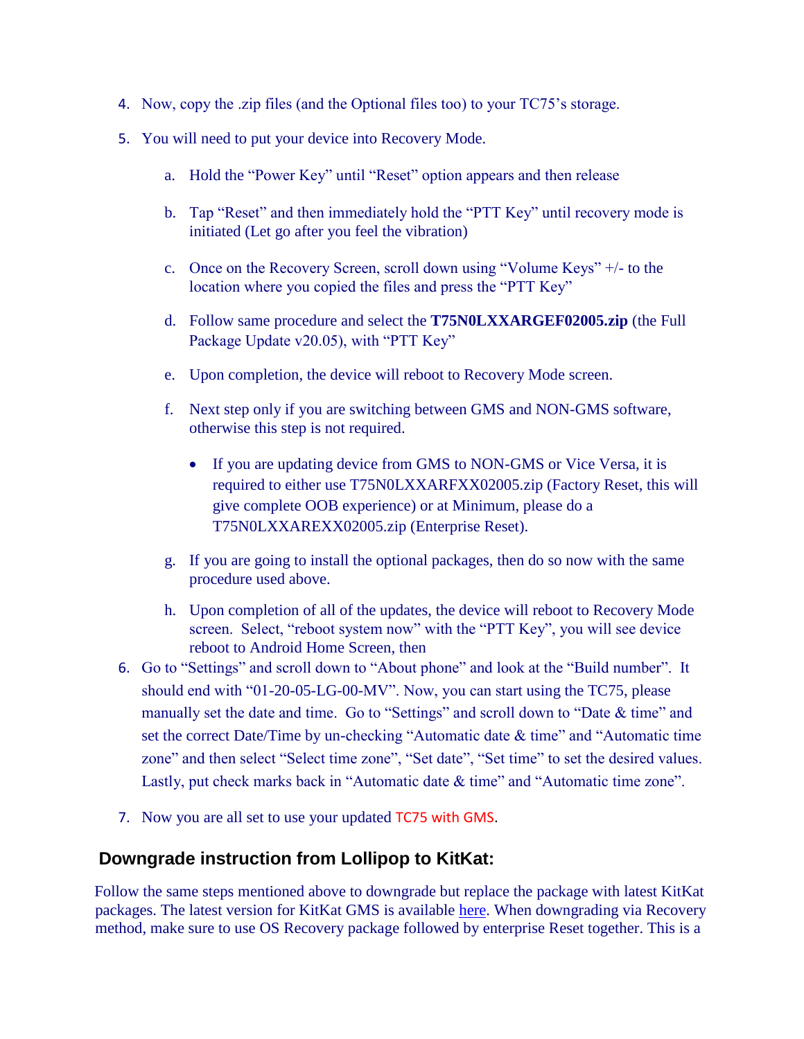4. Now, copy the .zip files (and the Optional files too) to your TC75's storage.

5. You will need to put your device into Recovery Mode.

    a. Hold the "Power Key" until "Reset" option appears and then release

    b. Tap "Reset" and then immediately hold the "PTT Key" until recovery mode is initiated (Let go after you feel the vibration)

    c. Once on the Recovery Screen, scroll down using "Volume Keys" +/- to the location where you copied the files and press the "PTT Key"

    d. Follow same procedure and select the **T75N0LXXARGEF02005.zip** (the Full Package Update v20.05), with "PTT Key"

    e. Upon completion, the device will reboot to Recovery Mode screen.

    f. Next step only if you are switching between GMS and NON-GMS software, otherwise this step is not required.

        - If you are updating device from GMS to NON-GMS or Vice Versa, it is required to either use T75N0LXXARFXX02005.zip (Factory Reset, this will give complete OOB experience) or at Minimum, please do a T75N0LXXAREXX02005.zip (Enterprise Reset).

    g. If you are going to install the optional packages, then do so now with the same procedure used above.

    h. Upon completion of all of the updates, the device will reboot to Recovery Mode screen. Select, "reboot system now" with the "PTT Key", you will see device reboot to Android Home Screen, then

6. Go to "Settings" and scroll down to "About phone" and look at the "Build number". It should end with "01-20-05-LG-00-MV". Now, you can start using the TC75, please manually set the date and time. Go to "Settings" and scroll down to "Date & time" and set the correct Date/Time by un-checking "Automatic date & time" and "Automatic time zone" and then select "Select time zone", "Set date", "Set time" to set the desired values. Lastly, put check marks back in "Automatic date & time" and "Automatic time zone".

7. Now you are all set to use your updated TC75 with GMS.

## Downgrade instruction from Lollipop to KitKat:

Follow the same steps mentioned above to downgrade but replace the package with latest KitKat packages. The latest version for KitKat GMS is available here. When downgrading via Recovery method, make sure to use OS Recovery package followed by enterprise Reset together. This is a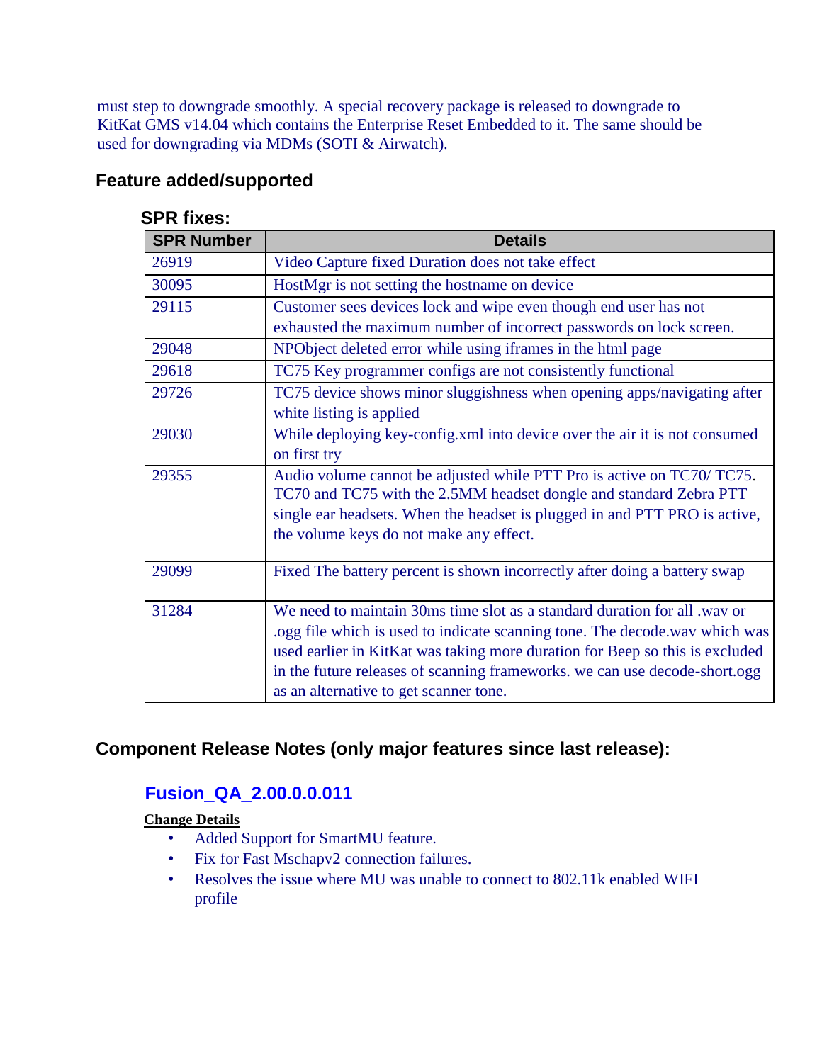must step to downgrade smoothly. A special recovery package is released to downgrade to KitKat GMS v14.04 which contains the Enterprise Reset Embedded to it. The same should be used for downgrading via MDMs (SOTI & Airwatch).

## Feature added/supported

### SPR fixes:

| SPR Number | Details |
| --- | --- |
| 26919 | Video Capture fixed Duration does not take effect |
| 30095 | HostMgr is not setting the hostname on device |
| 29115 | Customer sees devices lock and wipe even though end user has not exhausted the maximum number of incorrect passwords on lock screen. |
| 29048 | NPObject deleted error while using iframes in the html page |
| 29618 | TC75 Key programmer configs are not consistently functional |
| 29726 | TC75 device shows minor sluggishness when opening apps/navigating after white listing is applied |
| 29030 | While deploying key-config.xml into device over the air it is not consumed on first try |
| 29355 | Audio volume cannot be adjusted while PTT Pro is active on TC70/ TC75. TC70 and TC75 with the 2.5MM headset dongle and standard Zebra PTT single ear headsets. When the headset is plugged in and PTT PRO is active, the volume keys do not make any effect. |
| 29099 | Fixed The battery percent is shown incorrectly after doing a battery swap |
| 31284 | We need to maintain 30ms time slot as a standard duration for all .wav or .ogg file which is used to indicate scanning tone. The decode.wav which was used earlier in KitKat was taking more duration for Beep so this is excluded in the future releases of scanning frameworks. we can use decode-short.ogg as an alternative to get scanner tone. |

## Component Release Notes (only major features since last release):

### Fusion_QA_2.00.0.0.011

**Change Details**

- Added Support for SmartMU feature.
- Fix for Fast Mschapv2 connection failures.
- Resolves the issue where MU was unable to connect to 802.11k enabled WIFI profile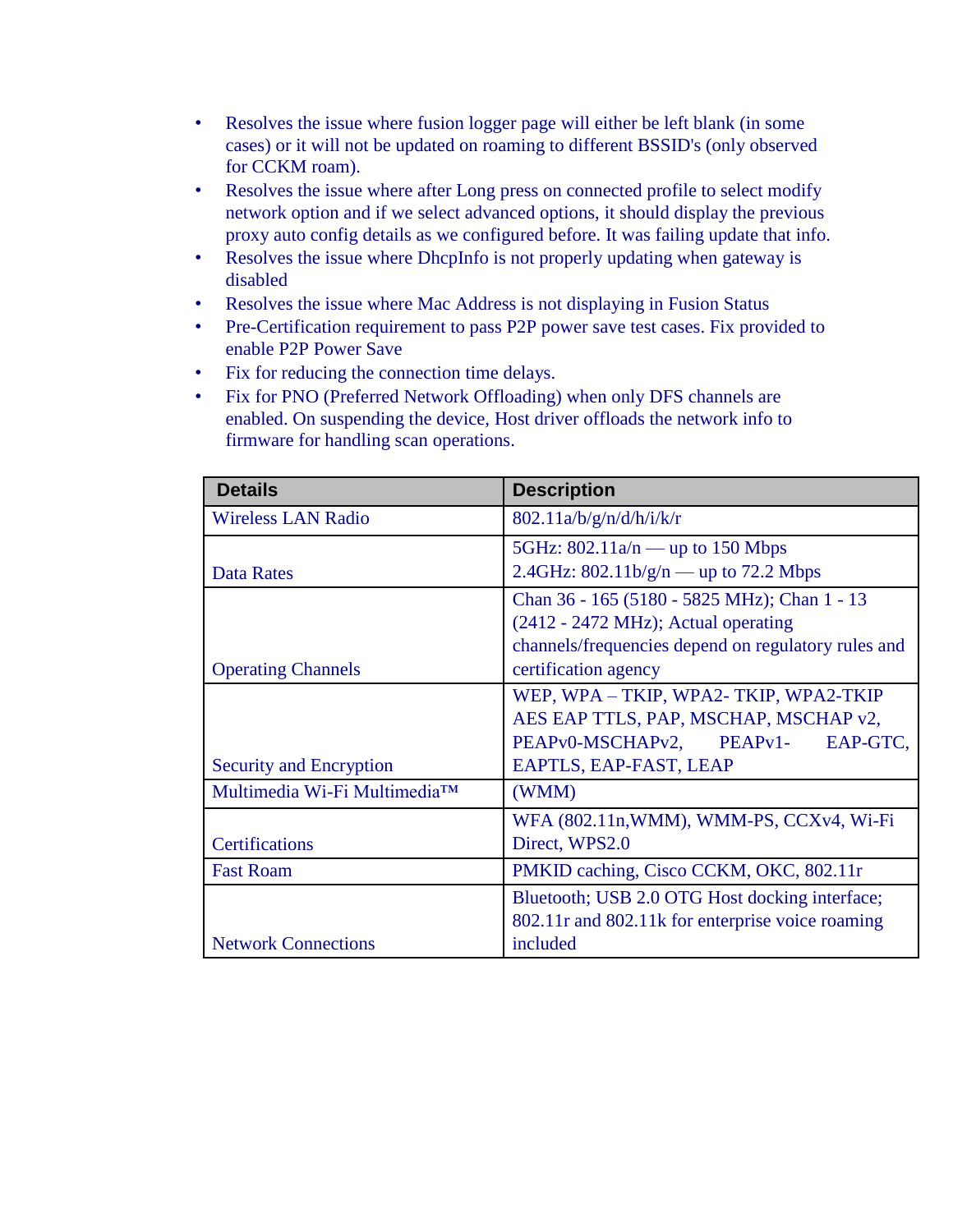- Resolves the issue where fusion logger page will either be left blank (in some cases) or it will not be updated on roaming to different BSSID's (only observed for CCKM roam).
- Resolves the issue where after Long press on connected profile to select modify network option and if we select advanced options, it should display the previous proxy auto config details as we configured before. It was failing update that info.
- Resolves the issue where DhcpInfo is not properly updating when gateway is disabled
- Resolves the issue where Mac Address is not displaying in Fusion Status
- Pre-Certification requirement to pass P2P power save test cases. Fix provided to enable P2P Power Save
- Fix for reducing the connection time delays.
- Fix for PNO (Preferred Network Offloading) when only DFS channels are enabled. On suspending the device, Host driver offloads the network info to firmware for handling scan operations.

| Details | Description |
| --- | --- |
| Wireless LAN Radio | 802.11a/b/g/n/d/h/i/k/r |
| Data Rates | 5GHz: 802.11a/n — up to 150 Mbps<br>2.4GHz: 802.11b/g/n — up to 72.2 Mbps |
| Operating Channels | Chan 36 - 165 (5180 - 5825 MHz); Chan 1 - 13 (2412 - 2472 MHz); Actual operating channels/frequencies depend on regulatory rules and certification agency |
| Security and Encryption | WEP, WPA – TKIP, WPA2- TKIP, WPA2-TKIP AES EAP TTLS, PAP, MSCHAP, MSCHAP v2, PEAPv0-MSCHAPv2, PEAPv1- EAP-GTC, EAPTLS, EAP-FAST, LEAP |
| Multimedia Wi-Fi Multimedia™ | (WMM) |
| Certifications | WFA (802.11n,WMM), WMM-PS, CCXv4, Wi-Fi Direct, WPS2.0 |
| Fast Roam | PMKID caching, Cisco CCKM, OKC, 802.11r |
| Network Connections | Bluetooth; USB 2.0 OTG Host docking interface; 802.11r and 802.11k for enterprise voice roaming included |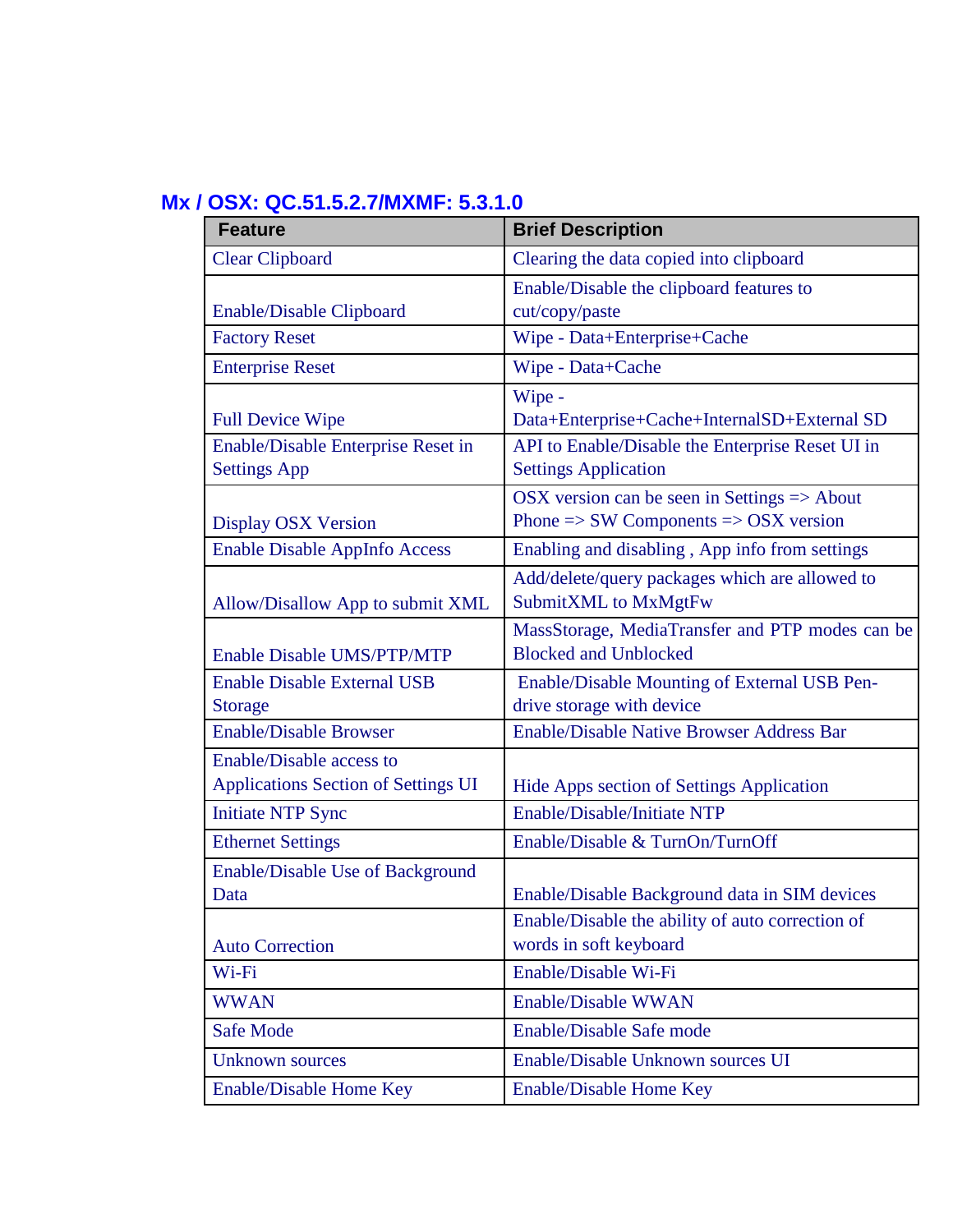## Mx / OSX: QC.51.5.2.7/MXMF: 5.3.1.0

| Feature | Brief Description |
|---|---|
| Clear Clipboard | Clearing the data copied into clipboard |
| Enable/Disable Clipboard | Enable/Disable the clipboard features to cut/copy/paste |
| Factory Reset | Wipe - Data+Enterprise+Cache |
| Enterprise Reset | Wipe - Data+Cache |
| Full Device Wipe | Wipe - Data+Enterprise+Cache+InternalSD+External SD |
| Enable/Disable Enterprise Reset in Settings App | API to Enable/Disable the Enterprise Reset UI in Settings Application |
| Display OSX Version | OSX version can be seen in Settings => About Phone => SW Components => OSX version |
| Enable Disable AppInfo Access | Enabling and disabling , App info from settings |
| Allow/Disallow App to submit XML | Add/delete/query packages which are allowed to SubmitXML to MxMgtFw |
| Enable Disable UMS/PTP/MTP | MassStorage, MediaTransfer and PTP modes can be Blocked and Unblocked |
| Enable Disable External USB Storage | Enable/Disable Mounting of External USB Pen-drive storage with device |
| Enable/Disable Browser | Enable/Disable Native Browser Address Bar |
| Enable/Disable access to Applications Section of Settings UI | Hide Apps section of Settings Application |
| Initiate NTP Sync | Enable/Disable/Initiate NTP |
| Ethernet Settings | Enable/Disable & TurnOn/TurnOff |
| Enable/Disable Use of Background Data | Enable/Disable Background data in SIM devices |
| Auto Correction | Enable/Disable the ability of auto correction of words in soft keyboard |
| Wi-Fi | Enable/Disable Wi-Fi |
| WWAN | Enable/Disable WWAN |
| Safe Mode | Enable/Disable Safe mode |
| Unknown sources | Enable/Disable Unknown sources UI |
| Enable/Disable Home Key | Enable/Disable Home Key |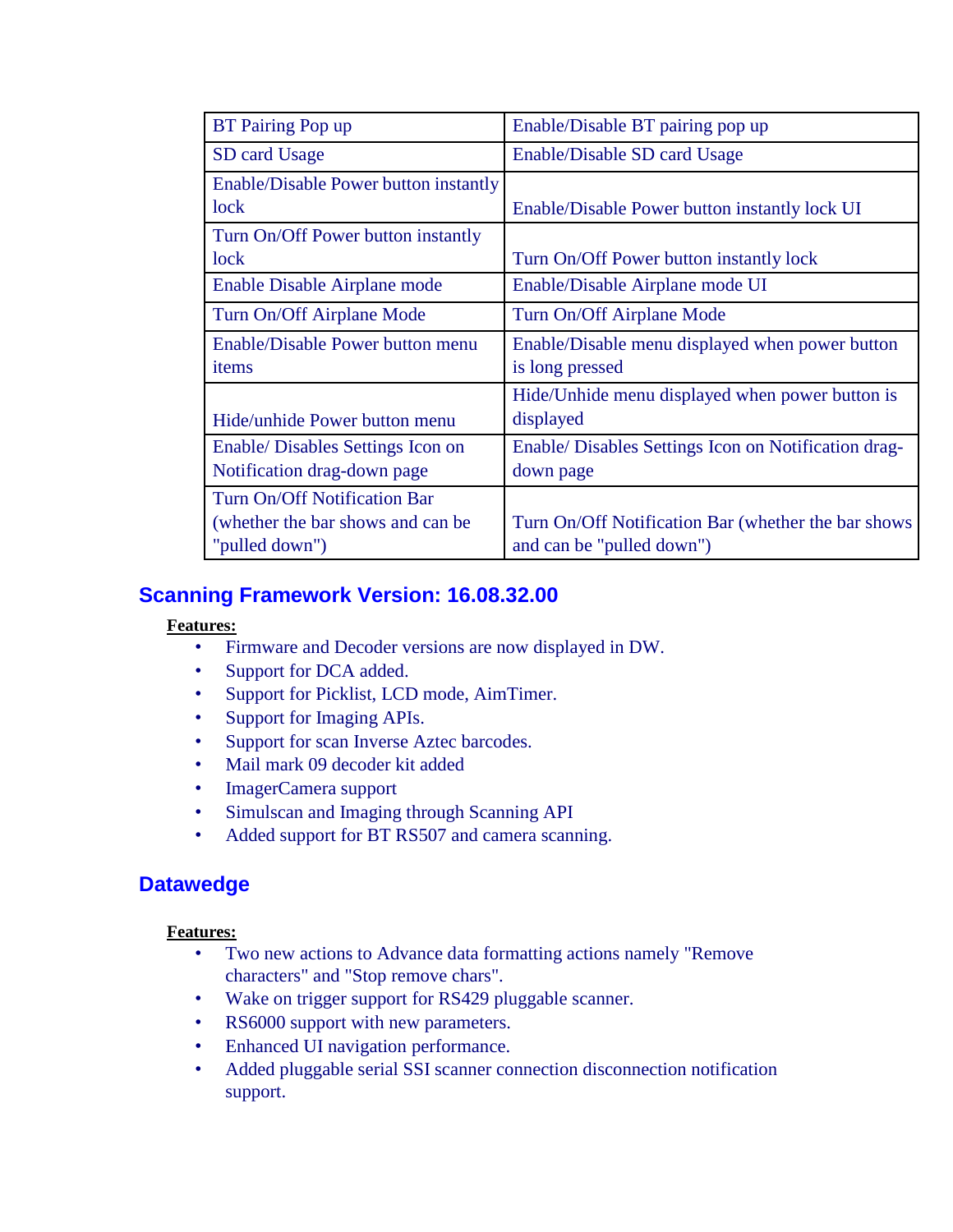| BT Pairing Pop up | Enable/Disable BT pairing pop up |
| --- | --- |
| SD card Usage | Enable/Disable SD card Usage |
| Enable/Disable Power button instantly lock | Enable/Disable Power button instantly lock UI |
| Turn On/Off Power button instantly lock | Turn On/Off Power button instantly lock |
| Enable Disable Airplane mode | Enable/Disable Airplane mode UI |
| Turn On/Off Airplane Mode | Turn On/Off Airplane Mode |
| Enable/Disable Power button menu items | Enable/Disable menu displayed when power button is long pressed |
| Hide/unhide Power button menu | Hide/Unhide menu displayed when power button is displayed |
| Enable/ Disables Settings Icon on Notification drag-down page | Enable/ Disables Settings Icon on Notification drag-down page |
| Turn On/Off Notification Bar (whether the bar shows and can be "pulled down") | Turn On/Off Notification Bar (whether the bar shows and can be "pulled down") |

## Scanning Framework Version: 16.08.32.00

**Features:**

- Firmware and Decoder versions are now displayed in DW.
- Support for DCA added.
- Support for Picklist, LCD mode, AimTimer.
- Support for Imaging APIs.
- Support for scan Inverse Aztec barcodes.
- Mail mark 09 decoder kit added
- ImagerCamera support
- Simulscan and Imaging through Scanning API
- Added support for BT RS507 and camera scanning.

## Datawedge

**Features:**

- Two new actions to Advance data formatting actions namely "Remove characters" and "Stop remove chars".
- Wake on trigger support for RS429 pluggable scanner.
- RS6000 support with new parameters.
- Enhanced UI navigation performance.
- Added pluggable serial SSI scanner connection disconnection notification support.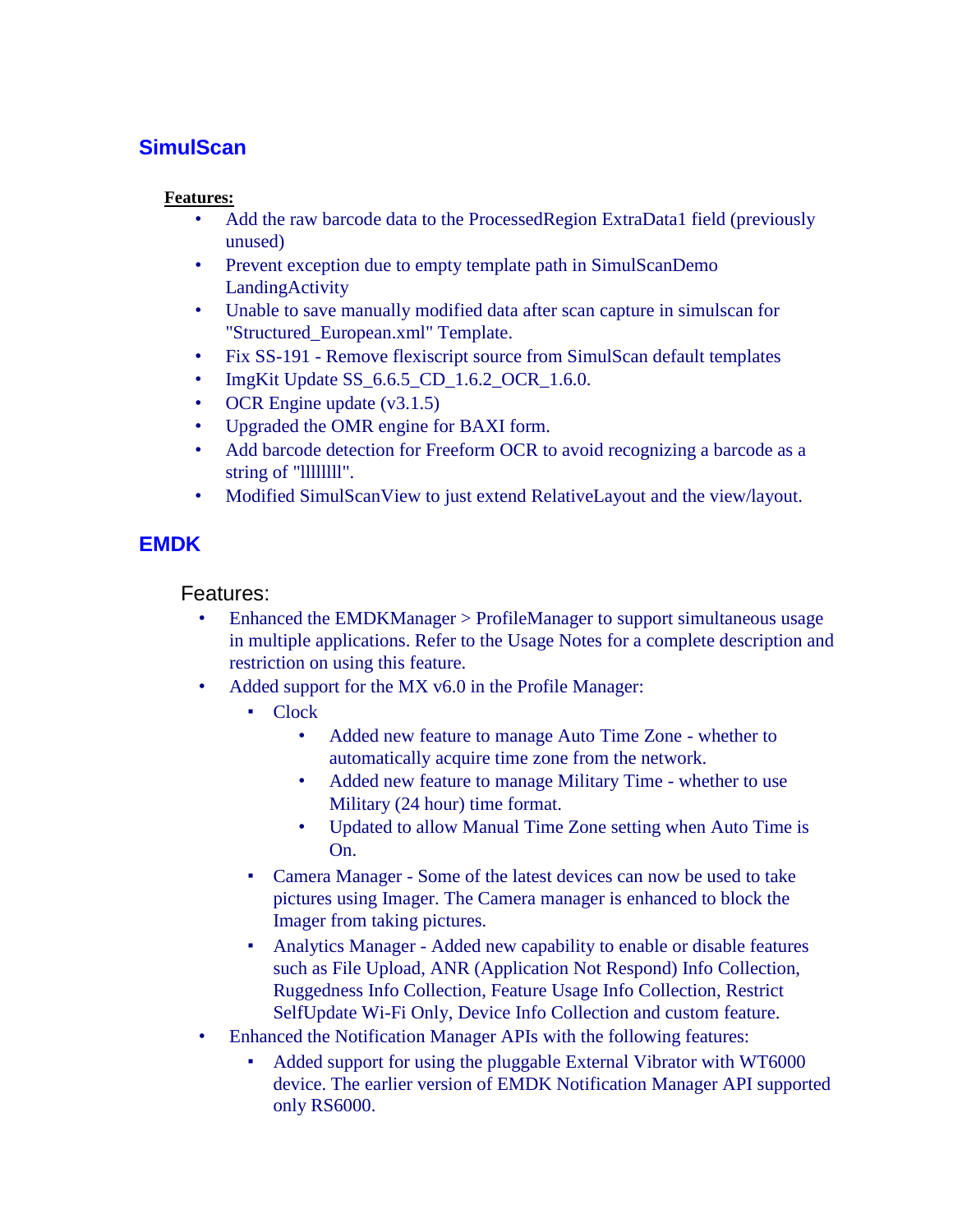## SimulScan

**Features:**

- Add the raw barcode data to the ProcessedRegion ExtraData1 field (previously unused)
- Prevent exception due to empty template path in SimulScanDemo LandingActivity
- Unable to save manually modified data after scan capture in simulscan for "Structured_European.xml" Template.
- Fix SS-191 - Remove flexiscript source from SimulScan default templates
- ImgKit Update SS_6.6.5_CD_1.6.2_OCR_1.6.0.
- OCR Engine update (v3.1.5)
- Upgraded the OMR engine for BAXI form.
- Add barcode detection for Freeform OCR to avoid recognizing a barcode as a string of "llllllll".
- Modified SimulScanView to just extend RelativeLayout and the view/layout.

## EMDK

Features:

- Enhanced the EMDKManager > ProfileManager to support simultaneous usage in multiple applications. Refer to the Usage Notes for a complete description and restriction on using this feature.
- Added support for the MX v6.0 in the Profile Manager:
  - Clock
    - Added new feature to manage Auto Time Zone - whether to automatically acquire time zone from the network.
    - Added new feature to manage Military Time - whether to use Military (24 hour) time format.
    - Updated to allow Manual Time Zone setting when Auto Time is On.
  - Camera Manager - Some of the latest devices can now be used to take pictures using Imager. The Camera manager is enhanced to block the Imager from taking pictures.
  - Analytics Manager - Added new capability to enable or disable features such as File Upload, ANR (Application Not Respond) Info Collection, Ruggedness Info Collection, Feature Usage Info Collection, Restrict SelfUpdate Wi-Fi Only, Device Info Collection and custom feature.
- Enhanced the Notification Manager APIs with the following features:
  - Added support for using the pluggable External Vibrator with WT6000 device. The earlier version of EMDK Notification Manager API supported only RS6000.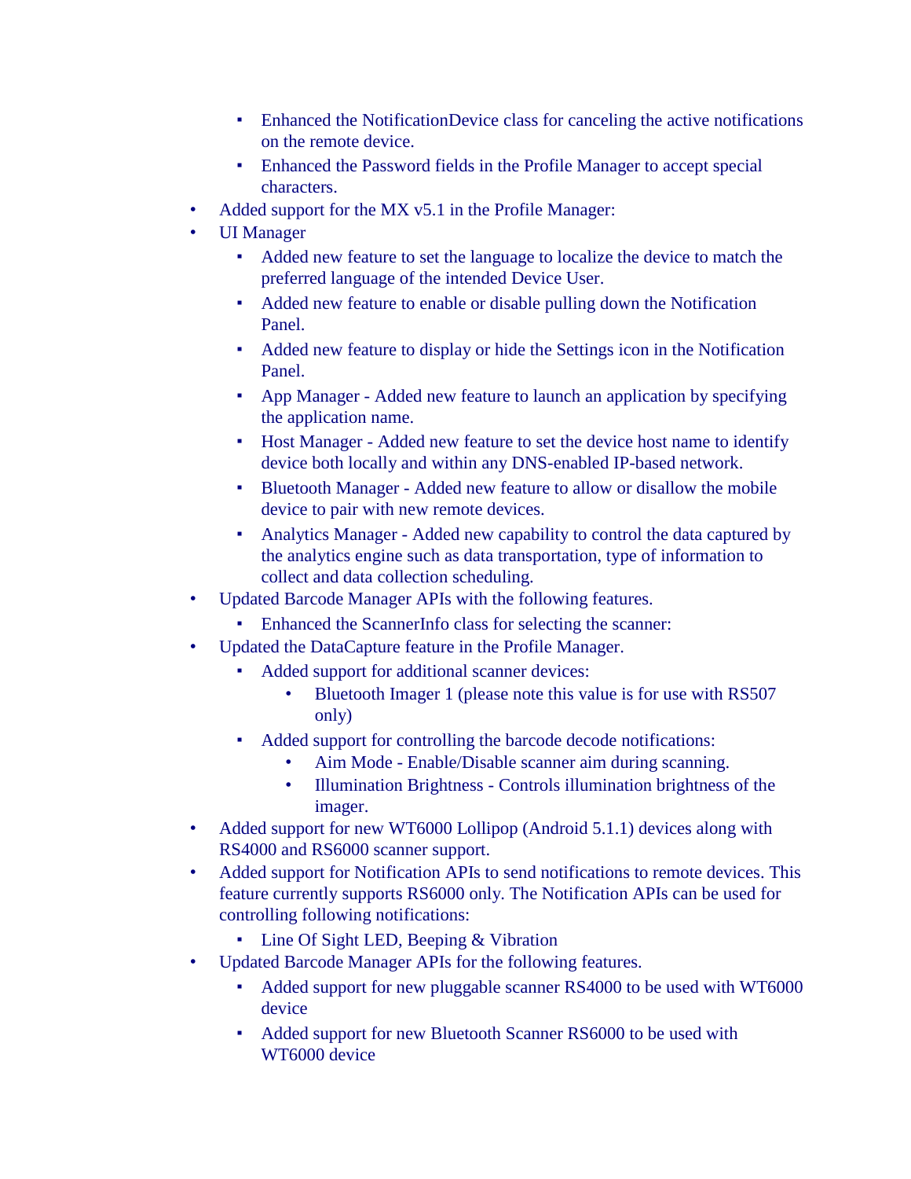- Enhanced the NotificationDevice class for canceling the active notifications on the remote device.
    - Enhanced the Password fields in the Profile Manager to accept special characters.
- Added support for the MX v5.1 in the Profile Manager:
- UI Manager
    - Added new feature to set the language to localize the device to match the preferred language of the intended Device User.
    - Added new feature to enable or disable pulling down the Notification Panel.
    - Added new feature to display or hide the Settings icon in the Notification Panel.
    - App Manager - Added new feature to launch an application by specifying the application name.
    - Host Manager - Added new feature to set the device host name to identify device both locally and within any DNS-enabled IP-based network.
    - Bluetooth Manager - Added new feature to allow or disallow the mobile device to pair with new remote devices.
    - Analytics Manager - Added new capability to control the data captured by the analytics engine such as data transportation, type of information to collect and data collection scheduling.
- Updated Barcode Manager APIs with the following features.
    - Enhanced the ScannerInfo class for selecting the scanner:
- Updated the DataCapture feature in the Profile Manager.
    - Added support for additional scanner devices:
        - Bluetooth Imager 1 (please note this value is for use with RS507 only)
    - Added support for controlling the barcode decode notifications:
        - Aim Mode - Enable/Disable scanner aim during scanning.
        - Illumination Brightness - Controls illumination brightness of the imager.
- Added support for new WT6000 Lollipop (Android 5.1.1) devices along with RS4000 and RS6000 scanner support.
- Added support for Notification APIs to send notifications to remote devices. This feature currently supports RS6000 only. The Notification APIs can be used for controlling following notifications:
    - Line Of Sight LED, Beeping & Vibration
- Updated Barcode Manager APIs for the following features.
    - Added support for new pluggable scanner RS4000 to be used with WT6000 device
    - Added support for new Bluetooth Scanner RS6000 to be used with WT6000 device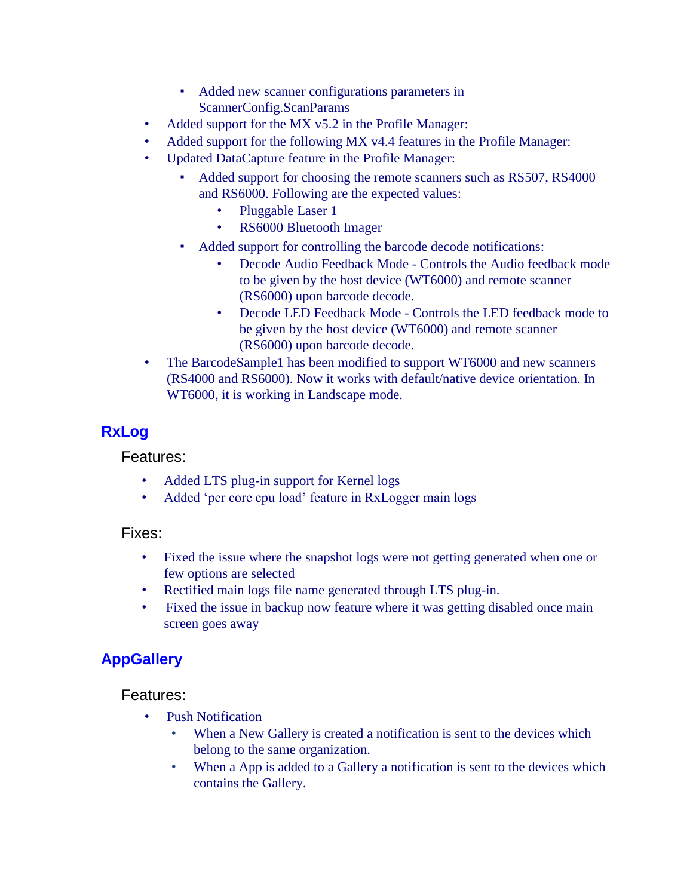- Added new scanner configurations parameters in ScannerConfig.ScanParams
- Added support for the MX v5.2 in the Profile Manager:
- Added support for the following MX v4.4 features in the Profile Manager:
- Updated DataCapture feature in the Profile Manager:
    - Added support for choosing the remote scanners such as RS507, RS4000 and RS6000. Following are the expected values:
        - Pluggable Laser 1
        - RS6000 Bluetooth Imager
    - Added support for controlling the barcode decode notifications:
        - Decode Audio Feedback Mode - Controls the Audio feedback mode to be given by the host device (WT6000) and remote scanner (RS6000) upon barcode decode.
        - Decode LED Feedback Mode - Controls the LED feedback mode to be given by the host device (WT6000) and remote scanner (RS6000) upon barcode decode.
- The BarcodeSample1 has been modified to support WT6000 and new scanners (RS4000 and RS6000). Now it works with default/native device orientation. In WT6000, it is working in Landscape mode.

## RxLog

Features:

- Added LTS plug-in support for Kernel logs
- Added 'per core cpu load' feature in RxLogger main logs

Fixes:

- Fixed the issue where the snapshot logs were not getting generated when one or few options are selected
- Rectified main logs file name generated through LTS plug-in.
- Fixed the issue in backup now feature where it was getting disabled once main screen goes away

## AppGallery

Features:

- Push Notification
    - When a New Gallery is created a notification is sent to the devices which belong to the same organization.
    - When a App is added to a Gallery a notification is sent to the devices which contains the Gallery.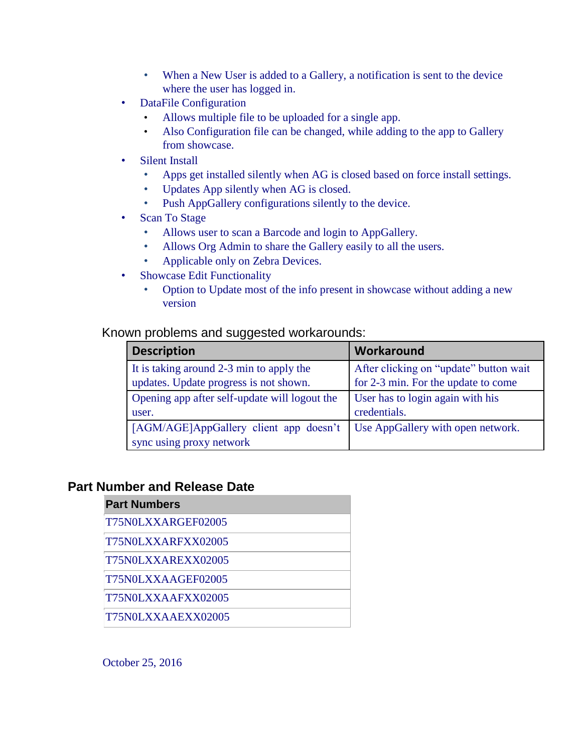- When a New User is added to a Gallery, a notification is sent to the device where the user has logged in.
- DataFile Configuration
  - Allows multiple file to be uploaded for a single app.
  - Also Configuration file can be changed, while adding to the app to Gallery from showcase.
- Silent Install
  - Apps get installed silently when AG is closed based on force install settings.
  - Updates App silently when AG is closed.
  - Push AppGallery configurations silently to the device.
- Scan To Stage
  - Allows user to scan a Barcode and login to AppGallery.
  - Allows Org Admin to share the Gallery easily to all the users.
  - Applicable only on Zebra Devices.
- Showcase Edit Functionality
  - Option to Update most of the info present in showcase without adding a new version

Known problems and suggested workarounds:

| Description | Workaround |
|---|---|
| It is taking around 2-3 min to apply the updates. Update progress is not shown. | After clicking on "update" button wait for 2-3 min. For the update to come |
| Opening app after self-update will logout the user. | User has to login again with his credentials. |
| [AGM/AGE]AppGallery client app doesn't sync using proxy network | Use AppGallery with open network. |

## Part Number and Release Date

| Part Numbers |
|---|
| T75N0LXXARGEF02005 |
| T75N0LXXARFXX02005 |
| T75N0LXXAREXX02005 |
| T75N0LXXAAGEF02005 |
| T75N0LXXAAFXX02005 |
| T75N0LXXAAEXX02005 |

October 25, 2016